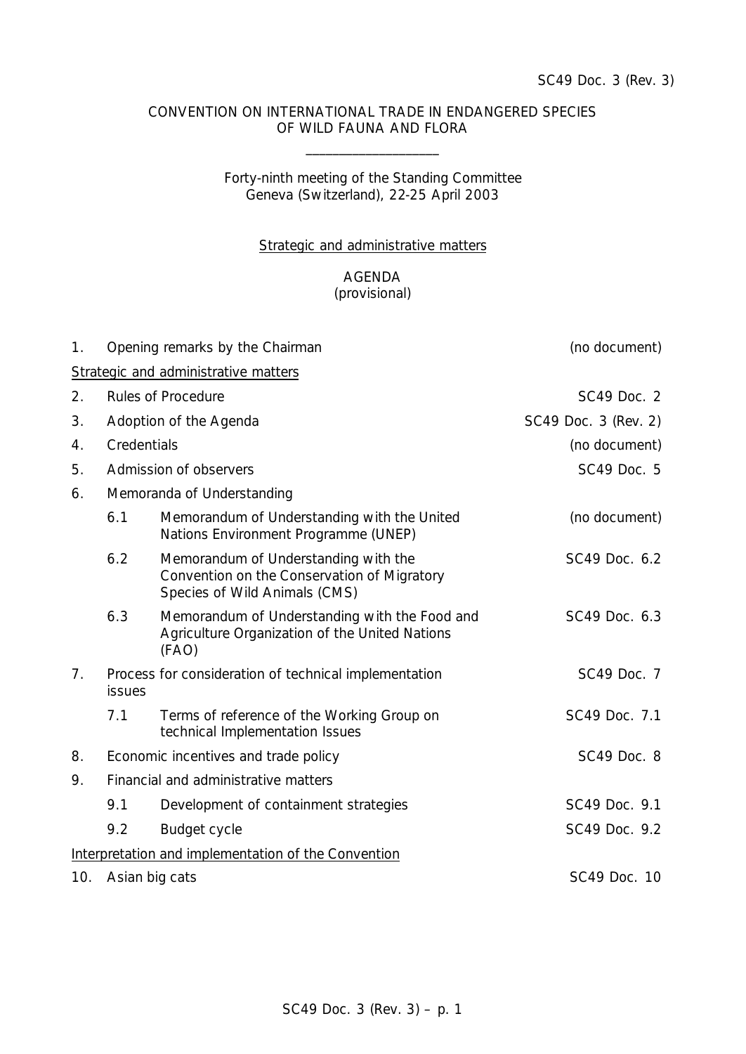SC49 Doc. 3 (Rev. 3)

CONVENTION ON INTERNATIONAL TRADE IN ENDANGERED SPECIES
OF WILD FAUNA AND FLORA

\_\_\_\_\_\_\_\_\_\_\_\_\_\_\_\_\_\_\_\_

Forty-ninth meeting of the Standing Committee
Geneva (Switzerland), 22-25 April 2003

Strategic and administrative matters

AGENDA
(provisional)

| | | | |
|---|---|---|---|
| 1. | Opening remarks by the Chairman | | (no document) |
| Strategic and administrative matters | | | |
| 2. | Rules of Procedure | | SC49 Doc. 2 |
| 3. | Adoption of the Agenda | | SC49 Doc. 3 (Rev. 2) |
| 4. | Credentials | | (no document) |
| 5. | Admission of observers | | SC49 Doc. 5 |
| 6. | Memoranda of Understanding | | |
| | 6.1 | Memorandum of Understanding with the United Nations Environment Programme (UNEP) | (no document) |
| | 6.2 | Memorandum of Understanding with the Convention on the Conservation of Migratory Species of Wild Animals (CMS) | SC49 Doc. 6.2 |
| | 6.3 | Memorandum of Understanding with the Food and Agriculture Organization of the United Nations (FAO) | SC49 Doc. 6.3 |
| 7. | Process for consideration of technical implementation issues | | SC49 Doc. 7 |
| | 7.1 | Terms of reference of the Working Group on technical Implementation Issues | SC49 Doc. 7.1 |
| 8. | Economic incentives and trade policy | | SC49 Doc. 8 |
| 9. | Financial and administrative matters | | |
| | 9.1 | Development of containment strategies | SC49 Doc. 9.1 |
| | 9.2 | Budget cycle | SC49 Doc. 9.2 |
| Interpretation and implementation of the Convention | | | |
| 10. | Asian big cats | | SC49 Doc. 10 |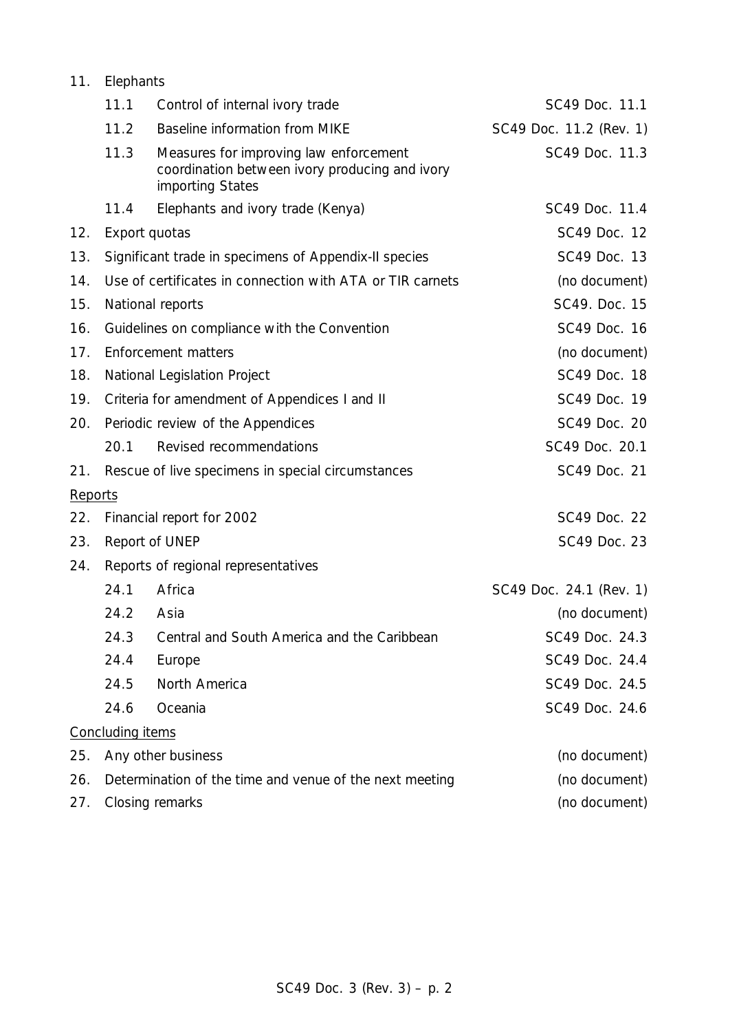| | | | |
|---|---|---|---|
| 11. | Elephants | | |
| | 11.1 | Control of internal ivory trade | SC49 Doc. 11.1 |
| | 11.2 | Baseline information from MIKE | SC49 Doc. 11.2 (Rev. 1) |
| | 11.3 | Measures for improving law enforcement coordination between ivory producing and ivory importing States | SC49 Doc. 11.3 |
| | 11.4 | Elephants and ivory trade (Kenya) | SC49 Doc. 11.4 |
| 12. | Export quotas | | SC49 Doc. 12 |
| 13. | Significant trade in specimens of Appendix-II species | | SC49 Doc. 13 |
| 14. | Use of certificates in connection with ATA or TIR carnets | | (no document) |
| 15. | National reports | | SC49. Doc. 15 |
| 16. | Guidelines on compliance with the Convention | | SC49 Doc. 16 |
| 17. | Enforcement matters | | (no document) |
| 18. | National Legislation Project | | SC49 Doc. 18 |
| 19. | Criteria for amendment of Appendices I and II | | SC49 Doc. 19 |
| 20. | Periodic review of the Appendices | | SC49 Doc. 20 |
| | 20.1 | Revised recommendations | SC49 Doc. 20.1 |
| 21. | Rescue of live specimens in special circumstances | | SC49 Doc. 21 |

Reports

| | | | |
|---|---|---|---|
| 22. | Financial report for 2002 | | SC49 Doc. 22 |
| 23. | Report of UNEP | | SC49 Doc. 23 |
| 24. | Reports of regional representatives | | |
| | 24.1 | Africa | SC49 Doc. 24.1 (Rev. 1) |
| | 24.2 | Asia | (no document) |
| | 24.3 | Central and South America and the Caribbean | SC49 Doc. 24.3 |
| | 24.4 | Europe | SC49 Doc. 24.4 |
| | 24.5 | North America | SC49 Doc. 24.5 |
| | 24.6 | Oceania | SC49 Doc. 24.6 |

Concluding items

| | | |
|---|---|---|
| 25. | Any other business | (no document) |
| 26. | Determination of the time and venue of the next meeting | (no document) |
| 27. | Closing remarks | (no document) |